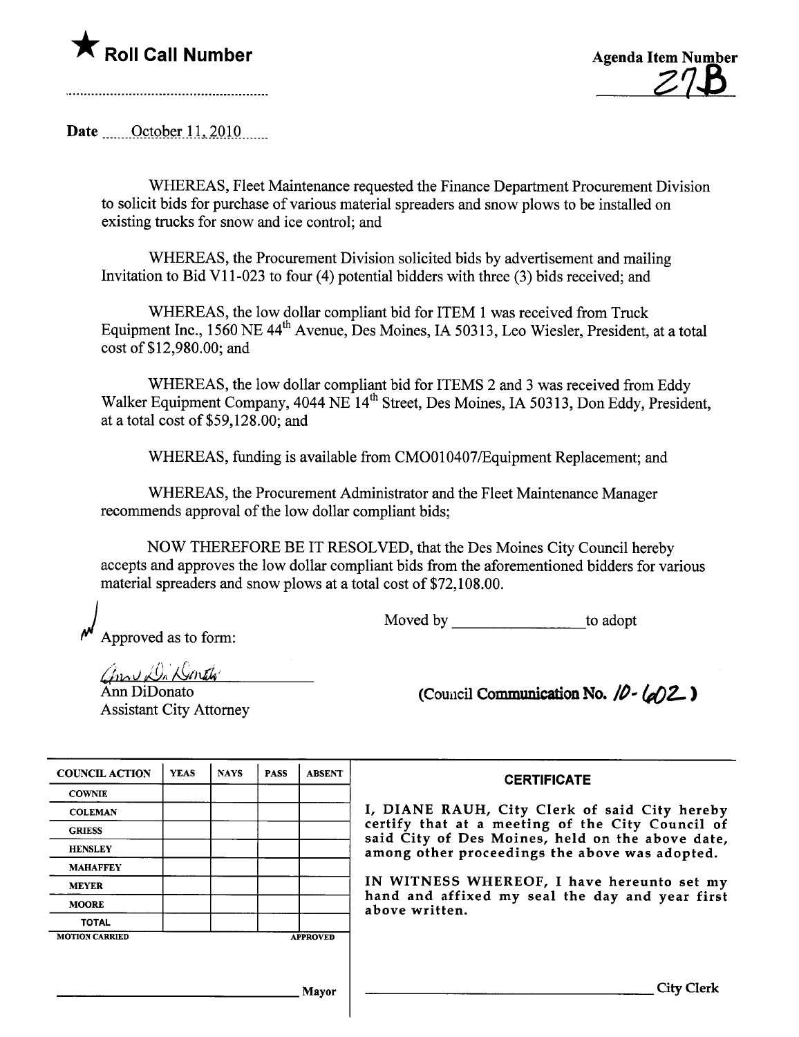★ **Roll Call Number**

Agenda Item Number
27B

Date October 11, 2010

WHEREAS, Fleet Maintenance requested the Finance Department Procurement Division to solicit bids for purchase of various material spreaders and snow plows to be installed on existing trucks for snow and ice control; and

WHEREAS, the Procurement Division solicited bids by advertisement and mailing Invitation to Bid V11-023 to four (4) potential bidders with three (3) bids received; and

WHEREAS, the low dollar compliant bid for ITEM 1 was received from Truck Equipment Inc., 1560 NE 44th Avenue, Des Moines, IA 50313, Leo Wiesler, President, at a total cost of $12,980.00; and

WHEREAS, the low dollar compliant bid for ITEMS 2 and 3 was received from Eddy Walker Equipment Company, 4044 NE 14th Street, Des Moines, IA 50313, Don Eddy, President, at a total cost of $59,128.00; and

WHEREAS, funding is available from CMO010407/Equipment Replacement; and

WHEREAS, the Procurement Administrator and the Fleet Maintenance Manager recommends approval of the low dollar compliant bids;

NOW THEREFORE BE IT RESOLVED, that the Des Moines City Council hereby accepts and approves the low dollar compliant bids from the aforementioned bidders for various material spreaders and snow plows at a total cost of $72,108.00.

Moved by ________________ to adopt

Approved as to form:

Ann DiDonato
Assistant City Attorney

(Council Communication No. 10-602)

| COUNCIL ACTION | YEAS | NAYS | PASS | ABSENT |
| --- | --- | --- | --- | --- |
| COWNIE | | | | |
| COLEMAN | | | | |
| GRIESS | | | | |
| HENSLEY | | | | |
| MAHAFFEY | | | | |
| MEYER | | | | |
| MOORE | | | | |
| TOTAL | | | | |

MOTION CARRIED APPROVED

________________ Mayor

**CERTIFICATE**

I, DIANE RAUH, City Clerk of said City hereby certify that at a meeting of the City Council of said City of Des Moines, held on the above date, among other proceedings the above was adopted.

IN WITNESS WHEREOF, I have hereunto set my hand and affixed my seal the day and year first above written.

________________ City Clerk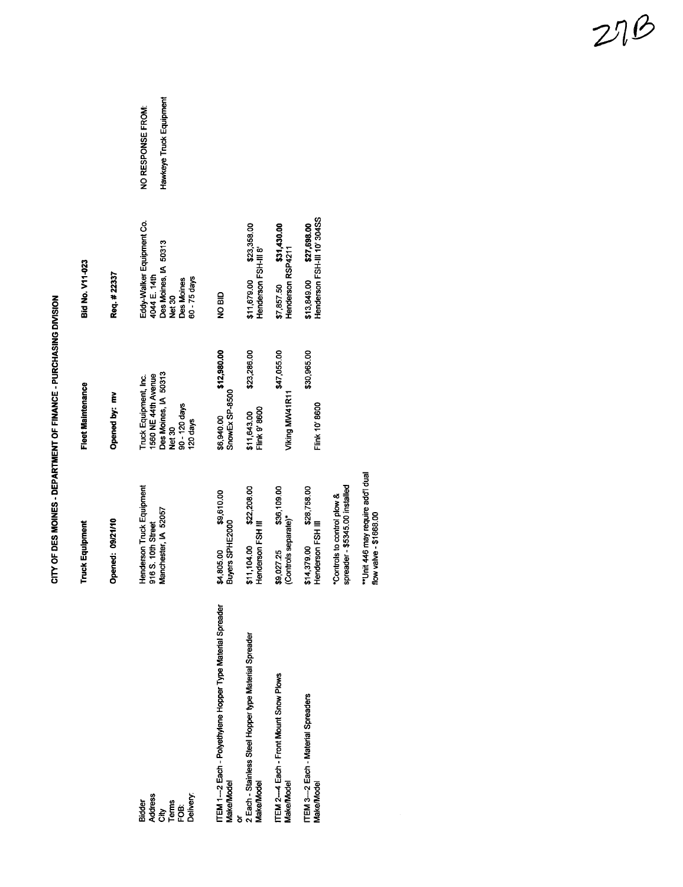27B

# CITY OF DES MOINES - DEPARTMENT OF FINANCE - PURCHASING DIVISION

**Truck Equipment** | **Fleet Maintenance** | **Bid No. V11-023**

**Opened: 09/21/10** | **Opened by: mv** | **Req. # 22337**

| | | | | |
|---|---|---|---|---|
| Bidder<br>Address<br>City<br>Terms<br>FOB:<br>Delivery: | Henderson Truck Equipment<br>916 S. 10th Street<br>Manchester, IA 52057 | Truck Equipment, Inc.<br>1560 NE 44th Avenue<br>Des Moines, IA 50313<br>Net 30<br>90 - 120 days<br>120 days | Eddy-Walker Equipment Co.<br>4044 E. 14th<br>Des Moines, IA 50313<br>Net 30<br>Des Moines<br>60 - 75 days | NO RESPONSE FROM:<br><br>Hawkeye Truck Equipment |
| ITEM 1—2 Each - Polyethylene Hopper Type Material Spreader<br>Make/Model | $4,805.00 $9,610.00<br>Buyers SPHE2000 | $6,940.00 **$12,980.00**<br>SnowEx SP-8500 | NO BID | |
| or<br>2 Each - Stainless Steel Hopper type Material Spreader<br>Make/Model | $11,104.00 $22,208.00<br>Henderson FSH III | $11,643.00 $23,286.00<br>Flink 9' 8600 | $11,679.00 **$23,358.00**<br>Henderson FSH-III 8' | |
| ITEM 2—4 Each - Front Mount Snow Plows<br>Make/Model | $9,027.25 $36,109.00<br>(Controls separate)* | $47,055.00<br>Viking MW41R11 | $7,857.50 **$31,430.00**<br>Henderson RSP4211 | |
| ITEM 3—2 Each - Material Spreaders<br>Make/Model | $14,379.00 $28,758.00<br>Henderson FSH III | $30,965.00<br>Flink 10' 8600 | $13,849.00 **$27,698.00**<br>Henderson FSH-III 10' 304SS | |
| | *Controls to control plow & spreader - $5345.00 installed<br><br>**Unit 446 may require add'l dual flow valve - $1668.00 | | | |